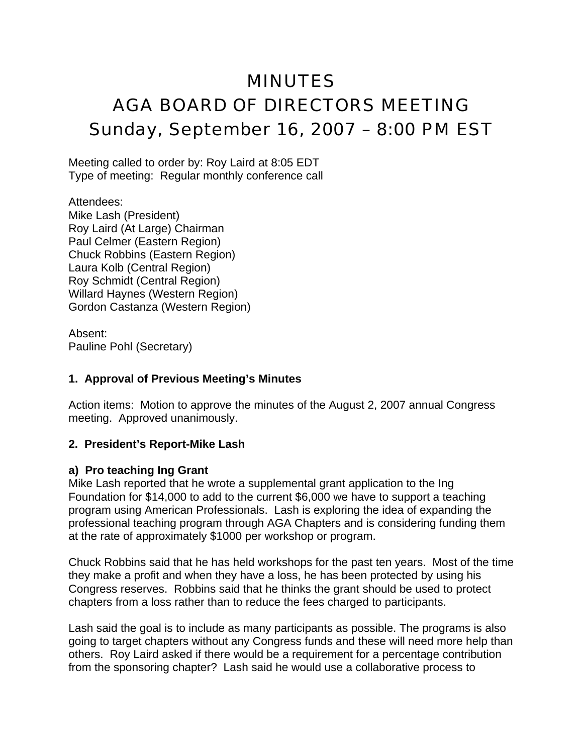# MINUTES
# AGA BOARD OF DIRECTORS MEETING
# Sunday, September 16, 2007 – 8:00 PM EST

Meeting called to order by: Roy Laird at 8:05 EDT
Type of meeting: Regular monthly conference call

Attendees:
Mike Lash (President)
Roy Laird (At Large) Chairman
Paul Celmer (Eastern Region)
Chuck Robbins (Eastern Region)
Laura Kolb (Central Region)
Roy Schmidt (Central Region)
Willard Haynes (Western Region)
Gordon Castanza (Western Region)

Absent:
Pauline Pohl (Secretary)

**1. Approval of Previous Meeting's Minutes**

Action items: Motion to approve the minutes of the August 2, 2007 annual Congress meeting. Approved unanimously.

**2. President's Report-Mike Lash**

**a) Pro teaching Ing Grant**
Mike Lash reported that he wrote a supplemental grant application to the Ing Foundation for $14,000 to add to the current $6,000 we have to support a teaching program using American Professionals. Lash is exploring the idea of expanding the professional teaching program through AGA Chapters and is considering funding them at the rate of approximately $1000 per workshop or program.

Chuck Robbins said that he has held workshops for the past ten years. Most of the time they make a profit and when they have a loss, he has been protected by using his Congress reserves. Robbins said that he thinks the grant should be used to protect chapters from a loss rather than to reduce the fees charged to participants.

Lash said the goal is to include as many participants as possible. The programs is also going to target chapters without any Congress funds and these will need more help than others. Roy Laird asked if there would be a requirement for a percentage contribution from the sponsoring chapter? Lash said he would use a collaborative process to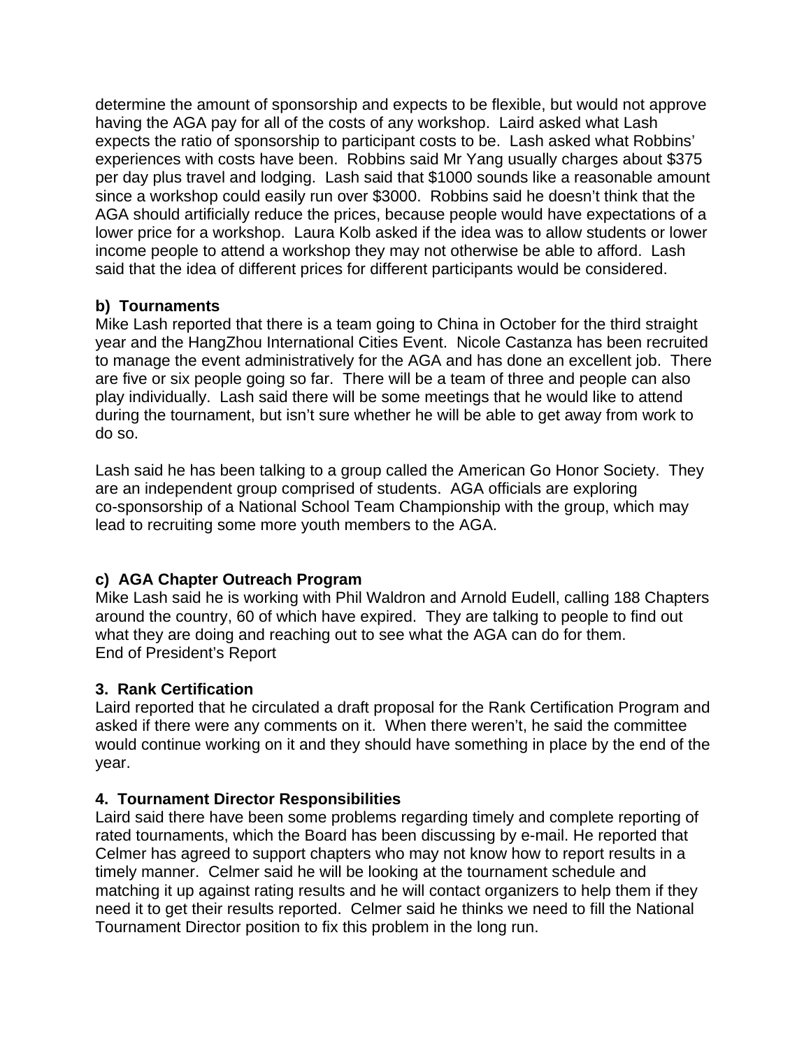determine the amount of sponsorship and expects to be flexible, but would not approve having the AGA pay for all of the costs of any workshop. Laird asked what Lash expects the ratio of sponsorship to participant costs to be. Lash asked what Robbins' experiences with costs have been. Robbins said Mr Yang usually charges about $375 per day plus travel and lodging. Lash said that $1000 sounds like a reasonable amount since a workshop could easily run over $3000. Robbins said he doesn't think that the AGA should artificially reduce the prices, because people would have expectations of a lower price for a workshop. Laura Kolb asked if the idea was to allow students or lower income people to attend a workshop they may not otherwise be able to afford. Lash said that the idea of different prices for different participants would be considered.

**b) Tournaments**

Mike Lash reported that there is a team going to China in October for the third straight year and the HangZhou International Cities Event. Nicole Castanza has been recruited to manage the event administratively for the AGA and has done an excellent job. There are five or six people going so far. There will be a team of three and people can also play individually. Lash said there will be some meetings that he would like to attend during the tournament, but isn't sure whether he will be able to get away from work to do so.

Lash said he has been talking to a group called the American Go Honor Society. They are an independent group comprised of students. AGA officials are exploring co-sponsorship of a National School Team Championship with the group, which may lead to recruiting some more youth members to the AGA.

**c) AGA Chapter Outreach Program**

Mike Lash said he is working with Phil Waldron and Arnold Eudell, calling 188 Chapters around the country, 60 of which have expired. They are talking to people to find out what they are doing and reaching out to see what the AGA can do for them.
End of President's Report

**3. Rank Certification**

Laird reported that he circulated a draft proposal for the Rank Certification Program and asked if there were any comments on it. When there weren't, he said the committee would continue working on it and they should have something in place by the end of the year.

**4. Tournament Director Responsibilities**

Laird said there have been some problems regarding timely and complete reporting of rated tournaments, which the Board has been discussing by e-mail. He reported that Celmer has agreed to support chapters who may not know how to report results in a timely manner. Celmer said he will be looking at the tournament schedule and matching it up against rating results and he will contact organizers to help them if they need it to get their results reported. Celmer said he thinks we need to fill the National Tournament Director position to fix this problem in the long run.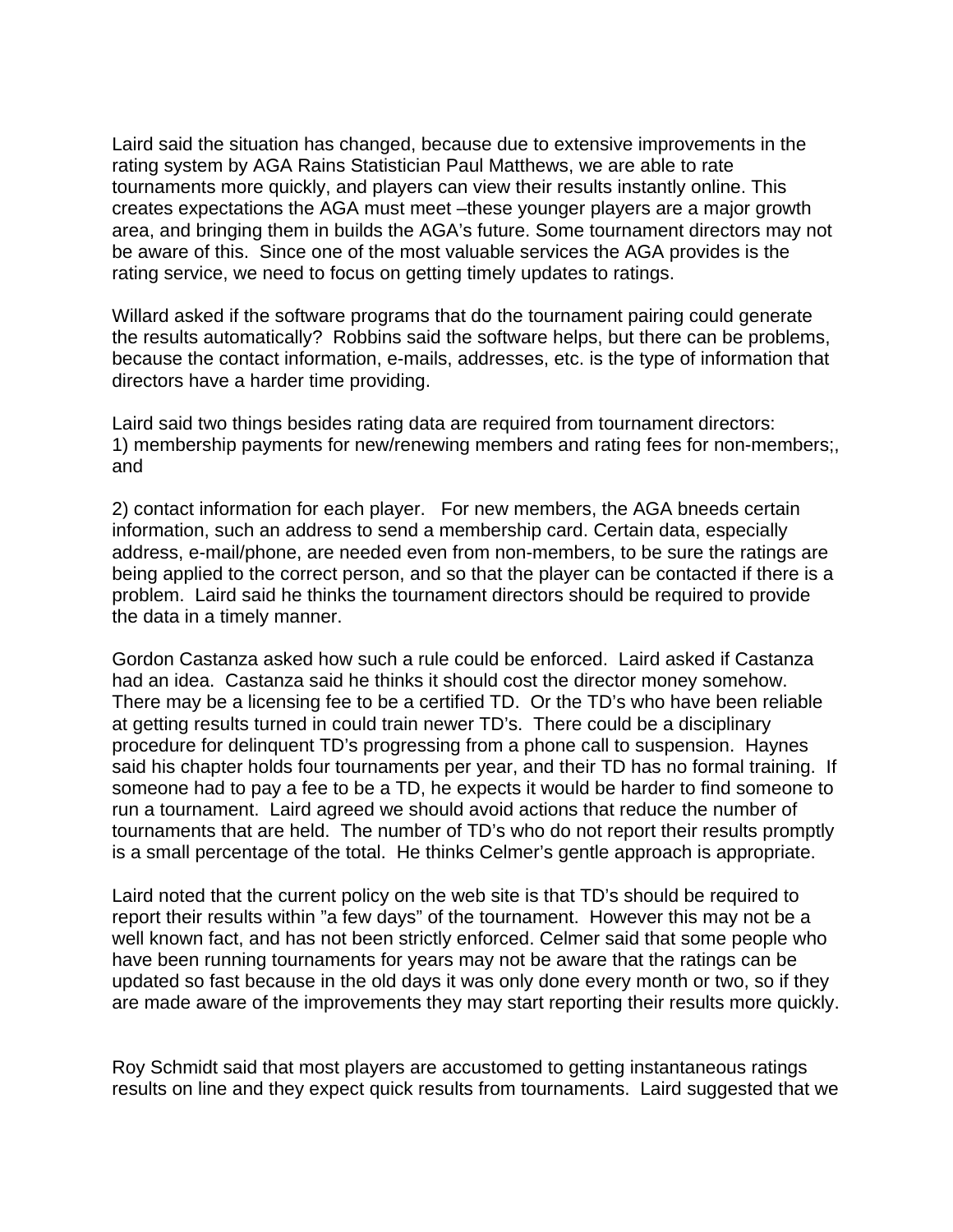Laird said the situation has changed, because due to extensive improvements in the rating system by AGA Rains Statistician Paul Matthews, we are able to rate tournaments more quickly, and players can view their results instantly online. This creates expectations the AGA must meet –these younger players are a major growth area, and bringing them in builds the AGA's future. Some tournament directors may not be aware of this. Since one of the most valuable services the AGA provides is the rating service, we need to focus on getting timely updates to ratings.

Willard asked if the software programs that do the tournament pairing could generate the results automatically? Robbins said the software helps, but there can be problems, because the contact information, e-mails, addresses, etc. is the type of information that directors have a harder time providing.

Laird said two things besides rating data are required from tournament directors:
1) membership payments for new/renewing members and rating fees for non-members;, and

2) contact information for each player. For new members, the AGA bneeds certain information, such an address to send a membership card. Certain data, especially address, e-mail/phone, are needed even from non-members, to be sure the ratings are being applied to the correct person, and so that the player can be contacted if there is a problem. Laird said he thinks the tournament directors should be required to provide the data in a timely manner.

Gordon Castanza asked how such a rule could be enforced. Laird asked if Castanza had an idea. Castanza said he thinks it should cost the director money somehow. There may be a licensing fee to be a certified TD. Or the TD's who have been reliable at getting results turned in could train newer TD's. There could be a disciplinary procedure for delinquent TD's progressing from a phone call to suspension. Haynes said his chapter holds four tournaments per year, and their TD has no formal training. If someone had to pay a fee to be a TD, he expects it would be harder to find someone to run a tournament. Laird agreed we should avoid actions that reduce the number of tournaments that are held. The number of TD's who do not report their results promptly is a small percentage of the total. He thinks Celmer's gentle approach is appropriate.

Laird noted that the current policy on the web site is that TD's should be required to report their results within "a few days" of the tournament. However this may not be a well known fact, and has not been strictly enforced. Celmer said that some people who have been running tournaments for years may not be aware that the ratings can be updated so fast because in the old days it was only done every month or two, so if they are made aware of the improvements they may start reporting their results more quickly.

Roy Schmidt said that most players are accustomed to getting instantaneous ratings results on line and they expect quick results from tournaments. Laird suggested that we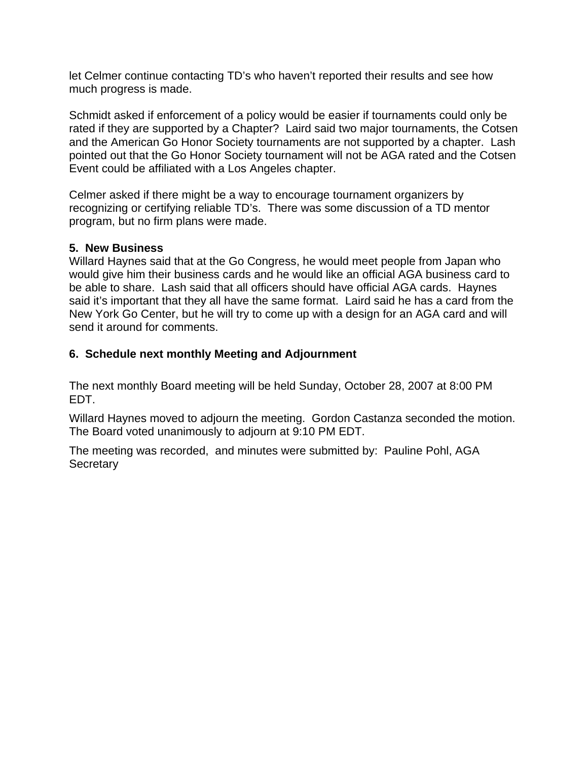let Celmer continue contacting TD's who haven't reported their results and see how much progress is made.

Schmidt asked if enforcement of a policy would be easier if tournaments could only be rated if they are supported by a Chapter? Laird said two major tournaments, the Cotsen and the American Go Honor Society tournaments are not supported by a chapter. Lash pointed out that the Go Honor Society tournament will not be AGA rated and the Cotsen Event could be affiliated with a Los Angeles chapter.

Celmer asked if there might be a way to encourage tournament organizers by recognizing or certifying reliable TD's. There was some discussion of a TD mentor program, but no firm plans were made.

**5. New Business**

Willard Haynes said that at the Go Congress, he would meet people from Japan who would give him their business cards and he would like an official AGA business card to be able to share. Lash said that all officers should have official AGA cards. Haynes said it's important that they all have the same format. Laird said he has a card from the New York Go Center, but he will try to come up with a design for an AGA card and will send it around for comments.

**6. Schedule next monthly Meeting and Adjournment**

The next monthly Board meeting will be held Sunday, October 28, 2007 at 8:00 PM EDT.

Willard Haynes moved to adjourn the meeting. Gordon Castanza seconded the motion. The Board voted unanimously to adjourn at 9:10 PM EDT.

The meeting was recorded, and minutes were submitted by: Pauline Pohl, AGA Secretary